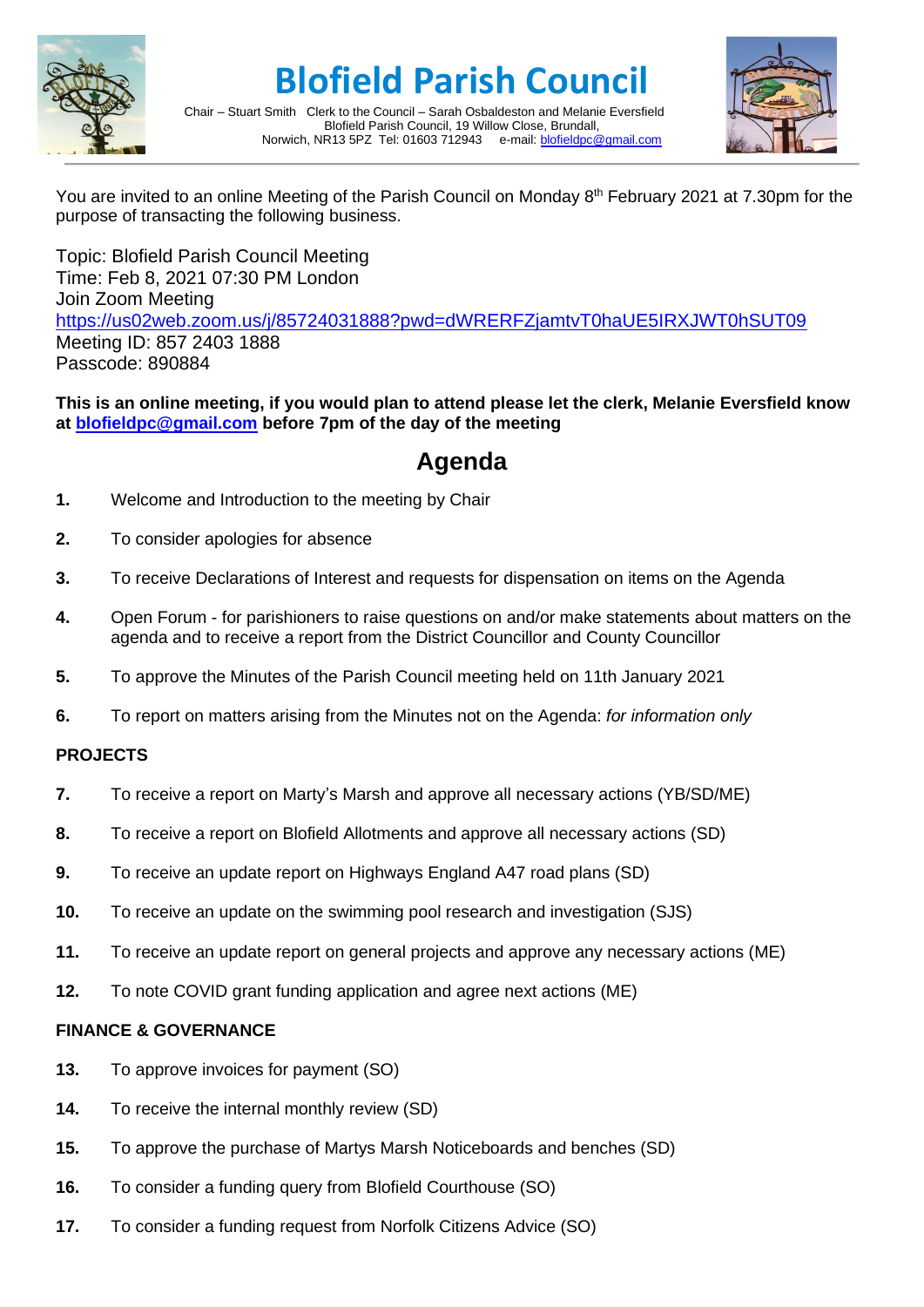# Blofield Parish Council

Chair – Stuart Smith   Clerk to the Council – Sarah Osbaldeston and Melanie Eversfield
Blofield Parish Council, 19 Willow Close, Brundall,
Norwich, NR13 5PZ  Tel: 01603 712943    e-mail: blofieldpc@gmail.com

You are invited to an online Meeting of the Parish Council on Monday 8th February 2021 at 7.30pm for the purpose of transacting the following business.

Topic: Blofield Parish Council Meeting
Time: Feb 8, 2021 07:30 PM London
Join Zoom Meeting
https://us02web.zoom.us/j/85724031888?pwd=dWRERFZjamtvT0haUE5IRXJWT0hSUT09
Meeting ID: 857 2403 1888
Passcode: 890884

**This is an online meeting, if you would plan to attend please let the clerk, Melanie Eversfield know at blofieldpc@gmail.com before 7pm of the day of the meeting**

## Agenda

1. Welcome and Introduction to the meeting by Chair
2. To consider apologies for absence
3. To receive Declarations of Interest and requests for dispensation on items on the Agenda
4. Open Forum - for parishioners to raise questions on and/or make statements about matters on the agenda and to receive a report from the District Councillor and County Councillor
5. To approve the Minutes of the Parish Council meeting held on 11th January 2021
6. To report on matters arising from the Minutes not on the Agenda: *for information only*

**PROJECTS**

7. To receive a report on Marty's Marsh and approve all necessary actions (YB/SD/ME)
8. To receive a report on Blofield Allotments and approve all necessary actions (SD)
9. To receive an update report on Highways England A47 road plans (SD)
10. To receive an update on the swimming pool research and investigation (SJS)
11. To receive an update report on general projects and approve any necessary actions (ME)
12. To note COVID grant funding application and agree next actions (ME)

**FINANCE & GOVERNANCE**

13. To approve invoices for payment (SO)
14. To receive the internal monthly review (SD)
15. To approve the purchase of Martys Marsh Noticeboards and benches (SD)
16. To consider a funding query from Blofield Courthouse (SO)
17. To consider a funding request from Norfolk Citizens Advice (SO)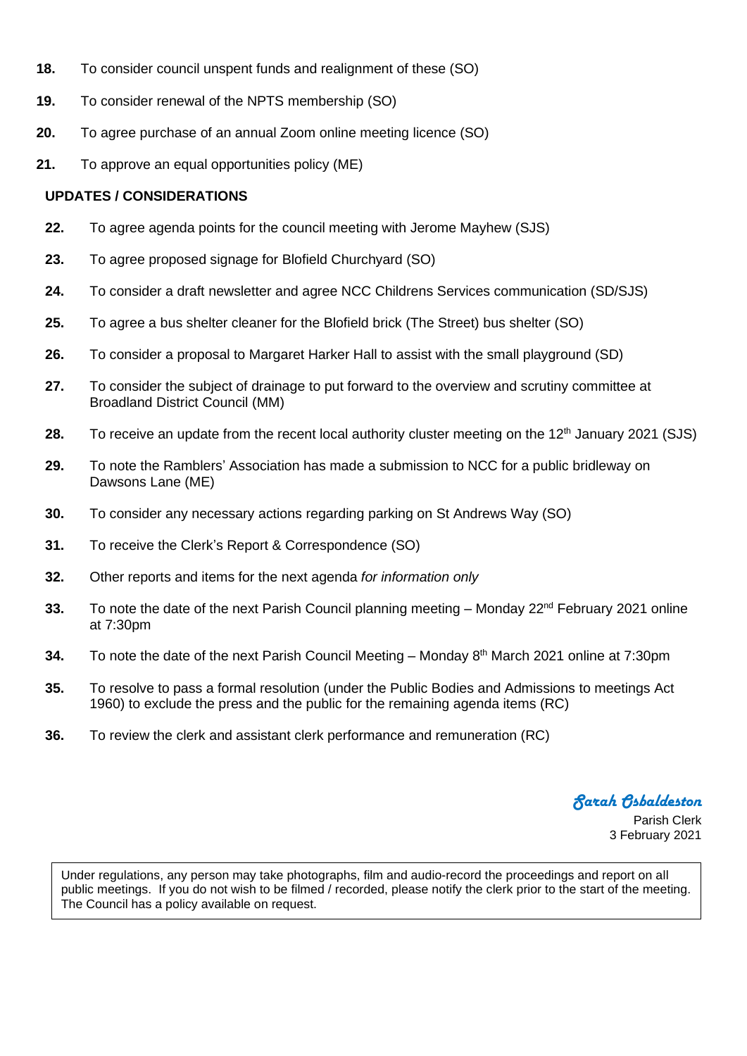**18.** To consider council unspent funds and realignment of these (SO)

**19.** To consider renewal of the NPTS membership (SO)

**20.** To agree purchase of an annual Zoom online meeting licence (SO)

**21.** To approve an equal opportunities policy (ME)

**UPDATES / CONSIDERATIONS**

**22.** To agree agenda points for the council meeting with Jerome Mayhew (SJS)

**23.** To agree proposed signage for Blofield Churchyard (SO)

**24.** To consider a draft newsletter and agree NCC Childrens Services communication (SD/SJS)

**25.** To agree a bus shelter cleaner for the Blofield brick (The Street) bus shelter (SO)

**26.** To consider a proposal to Margaret Harker Hall to assist with the small playground (SD)

**27.** To consider the subject of drainage to put forward to the overview and scrutiny committee at Broadland District Council (MM)

**28.** To receive an update from the recent local authority cluster meeting on the 12th January 2021 (SJS)

**29.** To note the Ramblers' Association has made a submission to NCC for a public bridleway on Dawsons Lane (ME)

**30.** To consider any necessary actions regarding parking on St Andrews Way (SO)

**31.** To receive the Clerk's Report & Correspondence (SO)

**32.** Other reports and items for the next agenda *for information only*

**33.** To note the date of the next Parish Council planning meeting – Monday 22nd February 2021 online at 7:30pm

**34.** To note the date of the next Parish Council Meeting – Monday 8th March 2021 online at 7:30pm

**35.** To resolve to pass a formal resolution (under the Public Bodies and Admissions to meetings Act 1960) to exclude the press and the public for the remaining agenda items (RC)

**36.** To review the clerk and assistant clerk performance and remuneration (RC)

*Sarah Osbaldeston*
Parish Clerk
3 February 2021

Under regulations, any person may take photographs, film and audio-record the proceedings and report on all public meetings. If you do not wish to be filmed / recorded, please notify the clerk prior to the start of the meeting. The Council has a policy available on request.